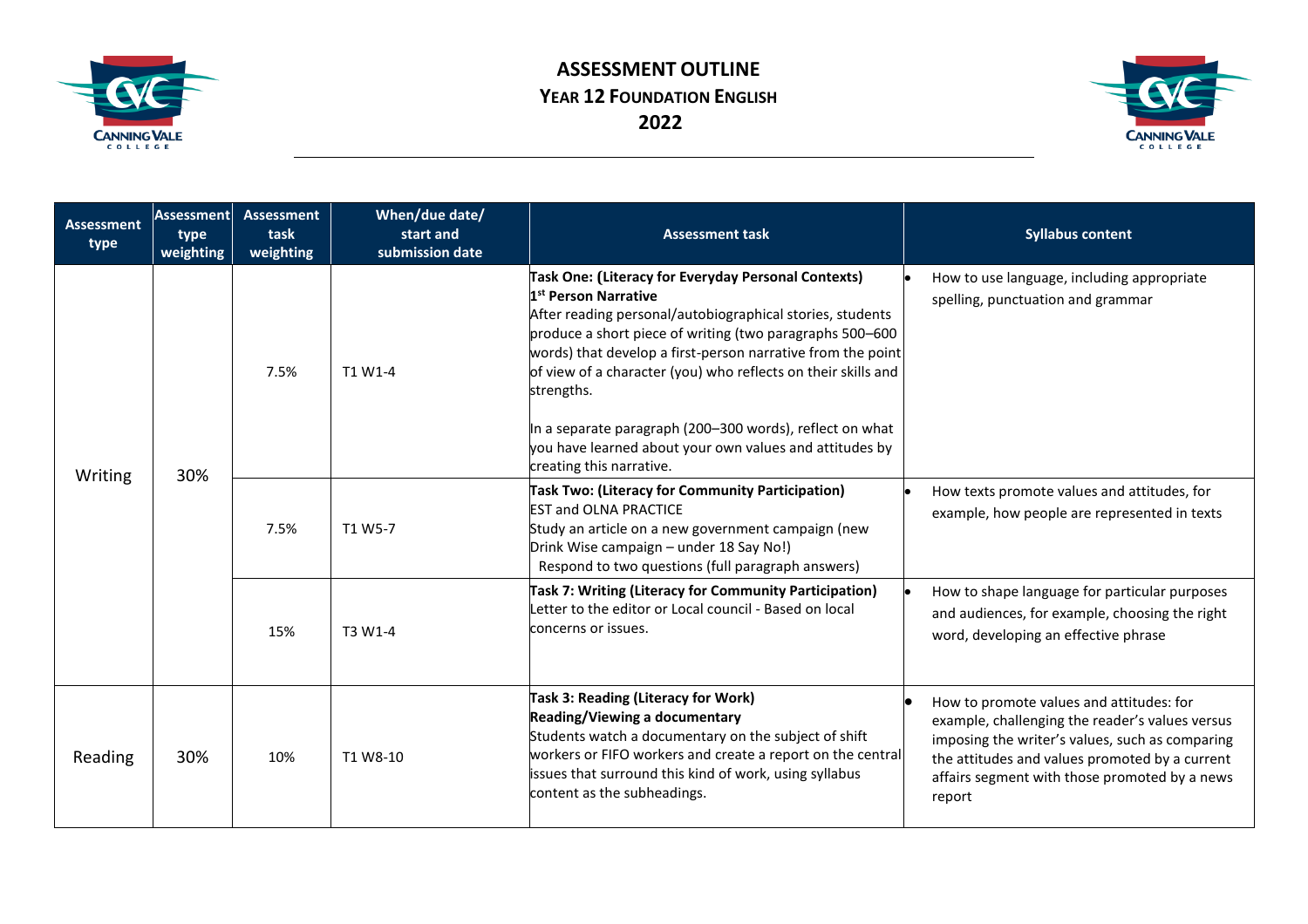# ASSESSMENT OUTLINE
## YEAR 12 FOUNDATION ENGLISH
## 2022

| Assessment type | Assessment type weighting | Assessment task weighting | When/due date/ start and submission date | Assessment task | Syllabus content |
|---|---|---|---|---|---|
| Writing | 30% | 7.5% | T1 W1-4 | **Task One: (Literacy for Everyday Personal Contexts)**<br>**1st Person Narrative**<br>After reading personal/autobiographical stories, students produce a short piece of writing (two paragraphs 500–600 words) that develop a first-person narrative from the point of view of a character (you) who reflects on their skills and strengths.<br><br>In a separate paragraph (200–300 words), reflect on what you have learned about your own values and attitudes by creating this narrative. | • How to use language, including appropriate spelling, punctuation and grammar |
| | | 7.5% | T1 W5-7 | **Task Two: (Literacy for Community Participation)**<br>EST and OLNA PRACTICE<br>Study an article on a new government campaign (new Drink Wise campaign – under 18 Say No!)<br>Respond to two questions (full paragraph answers) | • How texts promote values and attitudes, for example, how people are represented in texts |
| | | 15% | T3 W1-4 | **Task 7: Writing (Literacy for Community Participation)**<br>Letter to the editor or Local council - Based on local concerns or issues. | • How to shape language for particular purposes and audiences, for example, choosing the right word, developing an effective phrase |
| Reading | 30% | 10% | T1 W8-10 | **Task 3: Reading (Literacy for Work)**<br>**Reading/Viewing a documentary**<br>Students watch a documentary on the subject of shift workers or FIFO workers and create a report on the central issues that surround this kind of work, using syllabus content as the subheadings. | • How to promote values and attitudes: for example, challenging the reader's values versus imposing the writer's values, such as comparing the attitudes and values promoted by a current affairs segment with those promoted by a news report |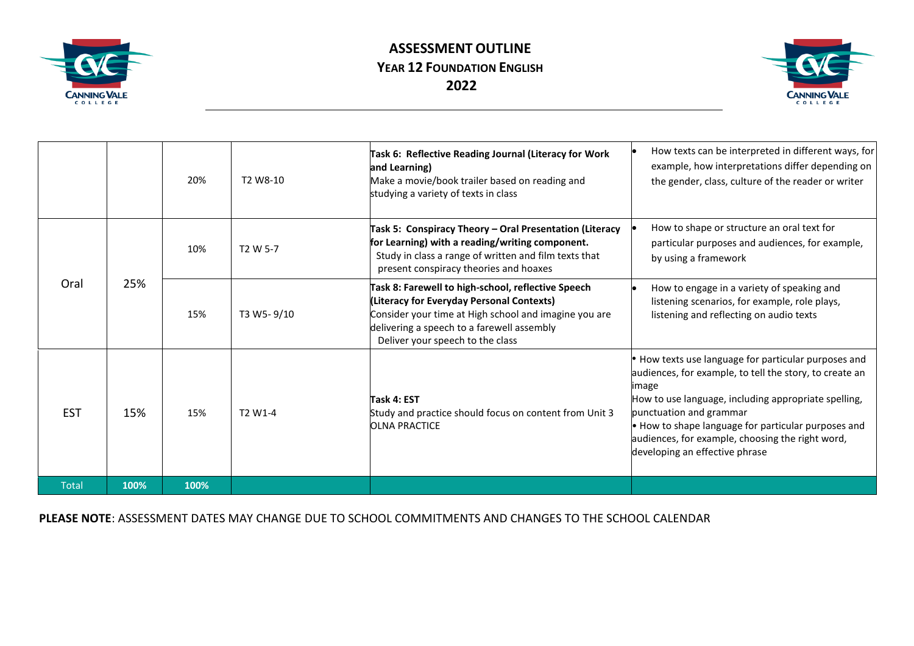# ASSESSMENT OUTLINE

## YEAR 12 FOUNDATION ENGLISH

## 2022

| | | | | | |
|---|---|---|---|---|---|
| | | 20% | T2 W8-10 | **Task 6: Reflective Reading Journal (Literacy for Work and Learning)**<br>Make a movie/book trailer based on reading and studying a variety of texts in class | • How texts can be interpreted in different ways, for example, how interpretations differ depending on the gender, class, culture of the reader or writer |
| Oral | 25% | 10% | T2 W 5-7 | **Task 5: Conspiracy Theory – Oral Presentation (Literacy for Learning) with a reading/writing component.**<br>Study in class a range of written and film texts that present conspiracy theories and hoaxes | • How to shape or structure an oral text for particular purposes and audiences, for example, by using a framework |
| | | 15% | T3 W5- 9/10 | **Task 8: Farewell to high-school, reflective Speech (Literacy for Everyday Personal Contexts)**<br>Consider your time at High school and imagine you are delivering a speech to a farewell assembly<br>Deliver your speech to the class | • How to engage in a variety of speaking and listening scenarios, for example, role plays, listening and reflecting on audio texts |
| EST | 15% | 15% | T2 W1-4 | **Task 4: EST**<br>Study and practice should focus on content from Unit 3<br>OLNA PRACTICE | • How texts use language for particular purposes and audiences, for example, to tell the story, to create an image<br>How to use language, including appropriate spelling, punctuation and grammar<br>• How to shape language for particular purposes and audiences, for example, choosing the right word, developing an effective phrase |
| Total | **100%** | **100%** | | | |

**PLEASE NOTE**: ASSESSMENT DATES MAY CHANGE DUE TO SCHOOL COMMITMENTS AND CHANGES TO THE SCHOOL CALENDAR